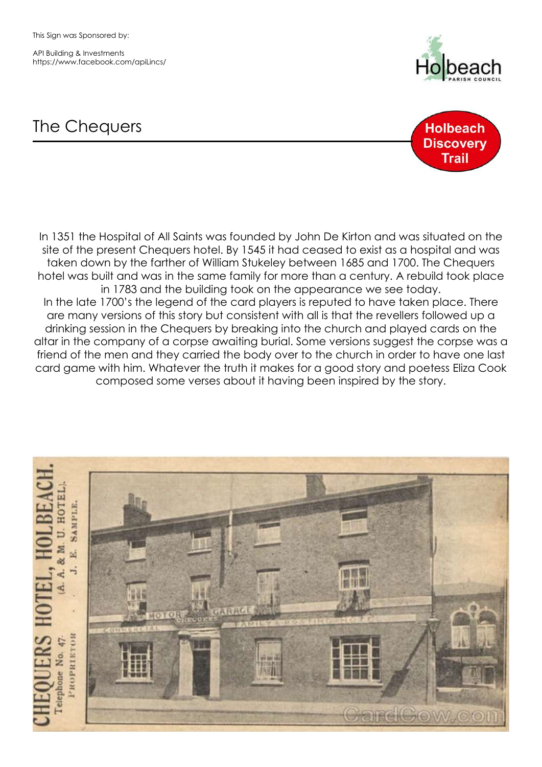This Sign was Sponsored by:

API Building & Investments
https://www.facebook.com/apiLincs/

Holbeach PARISH COUNCIL

# The Chequers

Holbeach Discovery Trail

In 1351 the Hospital of All Saints was founded by John De Kirton and was situated on the site of the present Chequers hotel. By 1545 it had ceased to exist as a hospital and was taken down by the farther of William Stukeley between 1685 and 1700. The Chequers hotel was built and was in the same family for more than a century. A rebuild took place in 1783 and the building took on the appearance we see today.

In the late 1700's the legend of the card players is reputed to have taken place. There are many versions of this story but consistent with all is that the revellers followed up a drinking session in the Chequers by breaking into the church and played cards on the altar in the company of a corpse awaiting burial. Some versions suggest the corpse was a friend of the men and they carried the body over to the church in order to have one last card game with him. Whatever the truth it makes for a good story and poetess Eliza Cook composed some verses about it having been inspired by the story.

CHEQUERS HOTEL, HOLBEACH.
Telephone No. 47. (A. A. & M. U. HOTEL).
PROPRIETOR . . J. E. SAMPLE.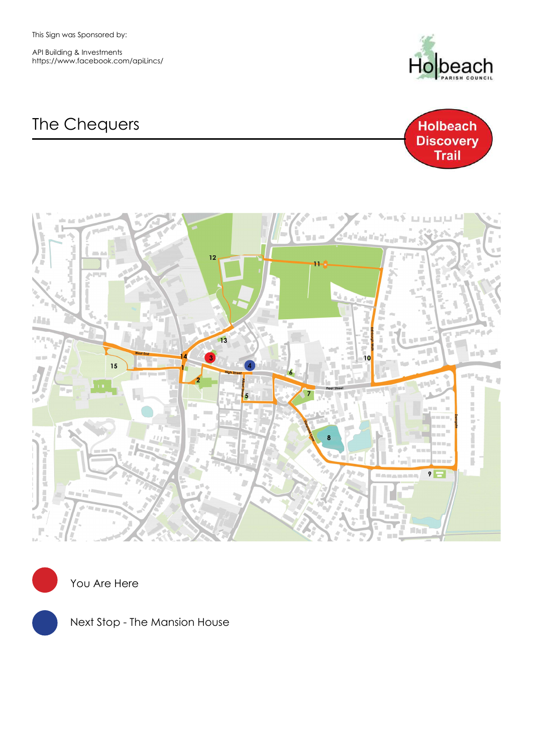This Sign was Sponsored by:

API Building & Investments
https://www.facebook.com/apiLincs/

Holbeach PARISH COUNCIL

# The Chequers

Holbeach Discovery Trail

12
11
13
14
3
4
15
1
2
High Street
Albert Street
5
6
7
10
Fleet Street
West End
8
9
Battlegate Walk
Damgate
Fleet Road Lane

You Are Here

Next Stop - The Mansion House